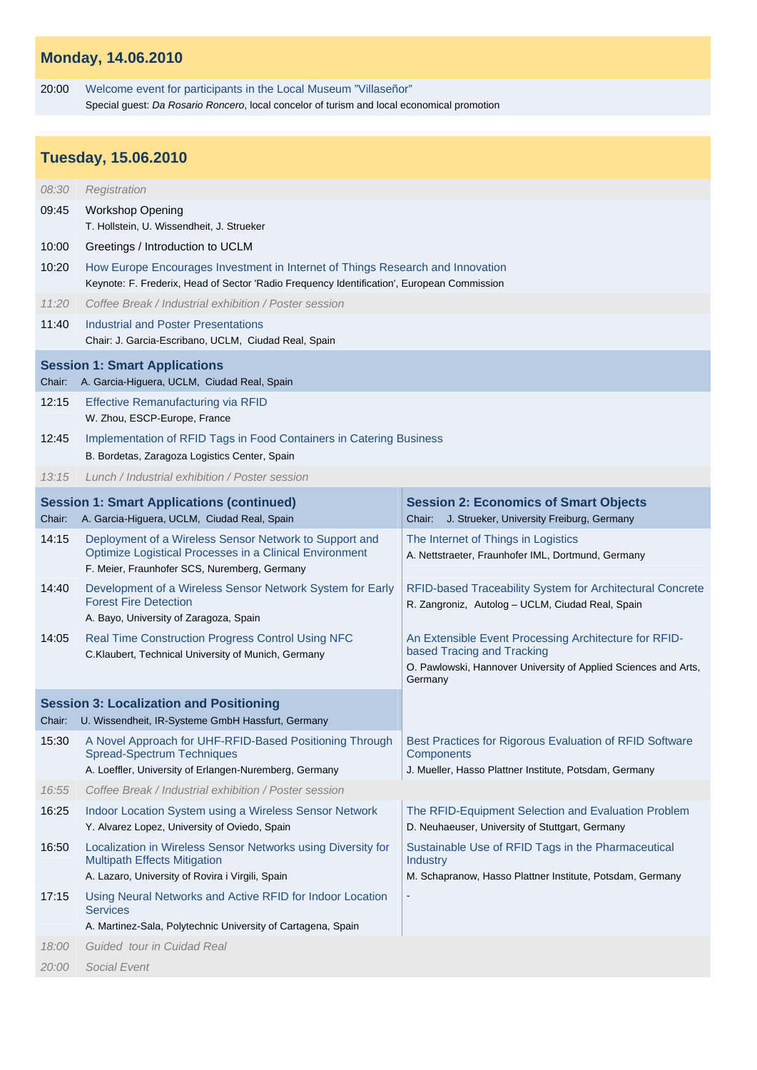## Monday, 14.06.2010

20:00 Welcome event for participants in the Local Museum "Villaseñor"
Special guest: *Da Rosario Roncero*, local concelor of turism and local economical promotion

## Tuesday, 15.06.2010

*08:30 Registration*

09:45 Workshop Opening
T. Hollstein, U. Wissendheit, J. Strueker

10:00 Greetings / Introduction to UCLM

10:20 How Europe Encourages Investment in Internet of Things Research and Innovation
Keynote: F. Frederix, Head of Sector 'Radio Frequency Identification', European Commission

*11:20 Coffee Break / Industrial exhibition / Poster session*

11:40 Industrial and Poster Presentations
Chair: J. Garcia-Escribano, UCLM, Ciudad Real, Spain

### Session 1: Smart Applications

Chair: A. Garcia-Higuera, UCLM, Ciudad Real, Spain

12:15 Effective Remanufacturing via RFID
W. Zhou, ESCP-Europe, France

12:45 Implementation of RFID Tags in Food Containers in Catering Business
B. Bordetas, Zaragoza Logistics Center, Spain

*13:15 Lunch / Industrial exhibition / Poster session*

| Time | Session 1: Smart Applications (continued)<br>Chair: A. Garcia-Higuera, UCLM, Ciudad Real, Spain | Session 2: Economics of Smart Objects<br>Chair: J. Strueker, University Freiburg, Germany |
|---|---|---|
| 14:15 | Deployment of a Wireless Sensor Network to Support and Optimize Logistical Processes in a Clinical Environment<br>F. Meier, Fraunhofer SCS, Nuremberg, Germany | The Internet of Things in Logistics<br>A. Nettstraeter, Fraunhofer IML, Dortmund, Germany |
| 14:40 | Development of a Wireless Sensor Network System for Early Forest Fire Detection<br>A. Bayo, University of Zaragoza, Spain | RFID-based Traceability System for Architectural Concrete<br>R. Zangroniz, Autolog – UCLM, Ciudad Real, Spain |
| 14:05 | Real Time Construction Progress Control Using NFC<br>C.Klaubert, Technical University of Munich, Germany | An Extensible Event Processing Architecture for RFID-based Tracing and Tracking<br>O. Pawlowski, Hannover University of Applied Sciences and Arts, Germany |
| | **Session 3: Localization and Positioning**<br>Chair: U. Wissendheit, IR-Systeme GmbH Hassfurt, Germany | |
| 15:30 | A Novel Approach for UHF-RFID-Based Positioning Through Spread-Spectrum Techniques<br>A. Loeffler, University of Erlangen-Nuremberg, Germany | Best Practices for Rigorous Evaluation of RFID Software Components<br>J. Mueller, Hasso Plattner Institute, Potsdam, Germany |
| *16:55* | *Coffee Break / Industrial exhibition / Poster session* | |
| 16:25 | Indoor Location System using a Wireless Sensor Network<br>Y. Alvarez Lopez, University of Oviedo, Spain | The RFID-Equipment Selection and Evaluation Problem<br>D. Neuhaeuser, University of Stuttgart, Germany |
| 16:50 | Localization in Wireless Sensor Networks using Diversity for Multipath Effects Mitigation<br>A. Lazaro, University of Rovira i Virgili, Spain | Sustainable Use of RFID Tags in the Pharmaceutical Industry<br>M. Schapranow, Hasso Plattner Institute, Potsdam, Germany |
| 17:15 | Using Neural Networks and Active RFID for Indoor Location Services<br>A. Martinez-Sala, Polytechnic University of Cartagena, Spain | - |

*18:00 Guided tour in Cuidad Real*

*20:00 Social Event*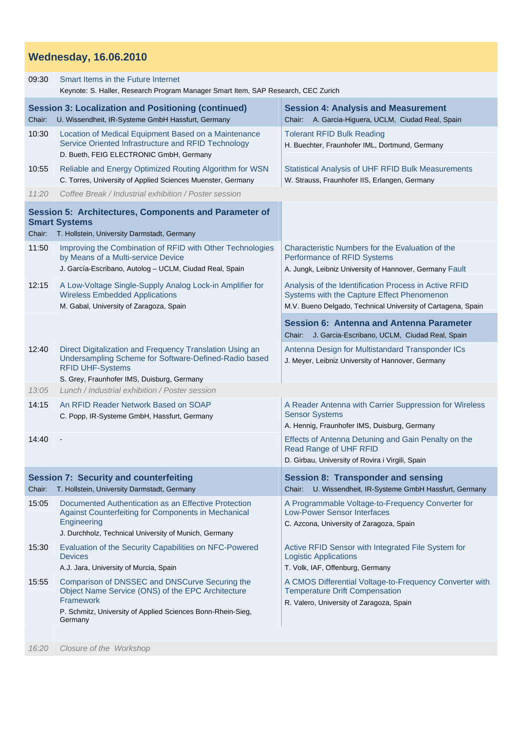## Wednesday, 16.06.2010

**09:30** Smart Items in the Future Internet
Keynote: S. Haller, Research Program Manager Smart Item, SAP Research, CEC Zurich

| | Session 3: Localization and Positioning (continued)<br>Chair: U. Wissendheit, IR-Systeme GmbH Hassfurt, Germany | Session 4: Analysis and Measurement<br>Chair: A. Garcia-Higuera, UCLM, Ciudad Real, Spain |
|---|---|---|
| 10:30 | Location of Medical Equipment Based on a Maintenance Service Oriented Infrastructure and RFID Technology<br>D. Bueth, FEIG ELECTRONIC GmbH, Germany | Tolerant RFID Bulk Reading<br>H. Buechter, Fraunhofer IML, Dortmund, Germany |
| 10:55 | Reliable and Energy Optimized Routing Algorithm for WSN<br>C. Torres, University of Applied Sciences Muenster, Germany | Statistical Analysis of UHF RFID Bulk Measurements<br>W. Strauss, Fraunhofer IIS, Erlangen, Germany |
| *11:20* | *Coffee Break / Industrial exhibition / Poster session* | |
| | **Session 5: Architectures, Components and Parameter of Smart Systems**<br>Chair: T. Hollstein, University Darmstadt, Germany | |
| 11:50 | Improving the Combination of RFID with Other Technologies by Means of a Multi-service Device<br>J. García-Escribano, Autolog – UCLM, Ciudad Real, Spain | Characteristic Numbers for the Evaluation of the Performance of RFID Systems<br>A. Jungk, Leibniz University of Hannover, Germany Fault |
| 12:15 | A Low-Voltage Single-Supply Analog Lock-in Amplifier for Wireless Embedded Applications<br>M. Gabal, University of Zaragoza, Spain | Analysis of the Identification Process in Active RFID Systems with the Capture Effect Phenomenon<br>M.V. Bueno Delgado, Technical University of Cartagena, Spain |
| | | **Session 6: Antenna and Antenna Parameter**<br>Chair: J. Garcia-Escribano, UCLM, Ciudad Real, Spain |
| 12:40 | Direct Digitalization and Frequency Translation Using an Undersampling Scheme for Software-Defined-Radio based RFID UHF-Systems<br>S. Grey, Fraunhofer IMS, Duisburg, Germany | Antenna Design for Multistandard Transponder ICs<br>J. Meyer, Leibniz University of Hannover, Germany |
| *13:05* | *Lunch / Industrial exhibition / Poster session* | |
| 14:15 | An RFID Reader Network Based on SOAP<br>C. Popp, IR-Systeme GmbH, Hassfurt, Germany | A Reader Antenna with Carrier Suppression for Wireless Sensor Systems<br>A. Hennig, Fraunhofer IMS, Duisburg, Germany |
| 14:40 | - | Effects of Antenna Detuning and Gain Penalty on the Read Range of UHF RFID<br>D. Girbau, University of Rovira i Virgili, Spain |
| | **Session 7: Security and counterfeiting**<br>Chair: T. Hollstein, University Darmstadt, Germany | **Session 8: Transponder and sensing**<br>Chair: U. Wissendheit, IR-Systeme GmbH Hassfurt, Germany |
| 15:05 | Documented Authentication as an Effective Protection Against Counterfeiting for Components in Mechanical Engineering<br>J. Durchholz, Technical University of Munich, Germany | A Programmable Voltage-to-Frequency Converter for Low-Power Sensor Interfaces<br>C. Azcona, University of Zaragoza, Spain |
| 15:30 | Evaluation of the Security Capabilities on NFC-Powered Devices<br>A.J. Jara, University of Murcia, Spain | Active RFID Sensor with Integrated File System for Logistic Applications<br>T. Volk, IAF, Offenburg, Germany |
| 15:55 | Comparison of DNSSEC and DNSCurve Securing the Object Name Service (ONS) of the EPC Architecture Framework<br>P. Schmitz, University of Applied Sciences Bonn-Rhein-Sieg, Germany | A CMOS Differential Voltage-to-Frequency Converter with Temperature Drift Compensation<br>R. Valero, University of Zaragoza, Spain |
| *16:20* | *Closure of the Workshop* | |